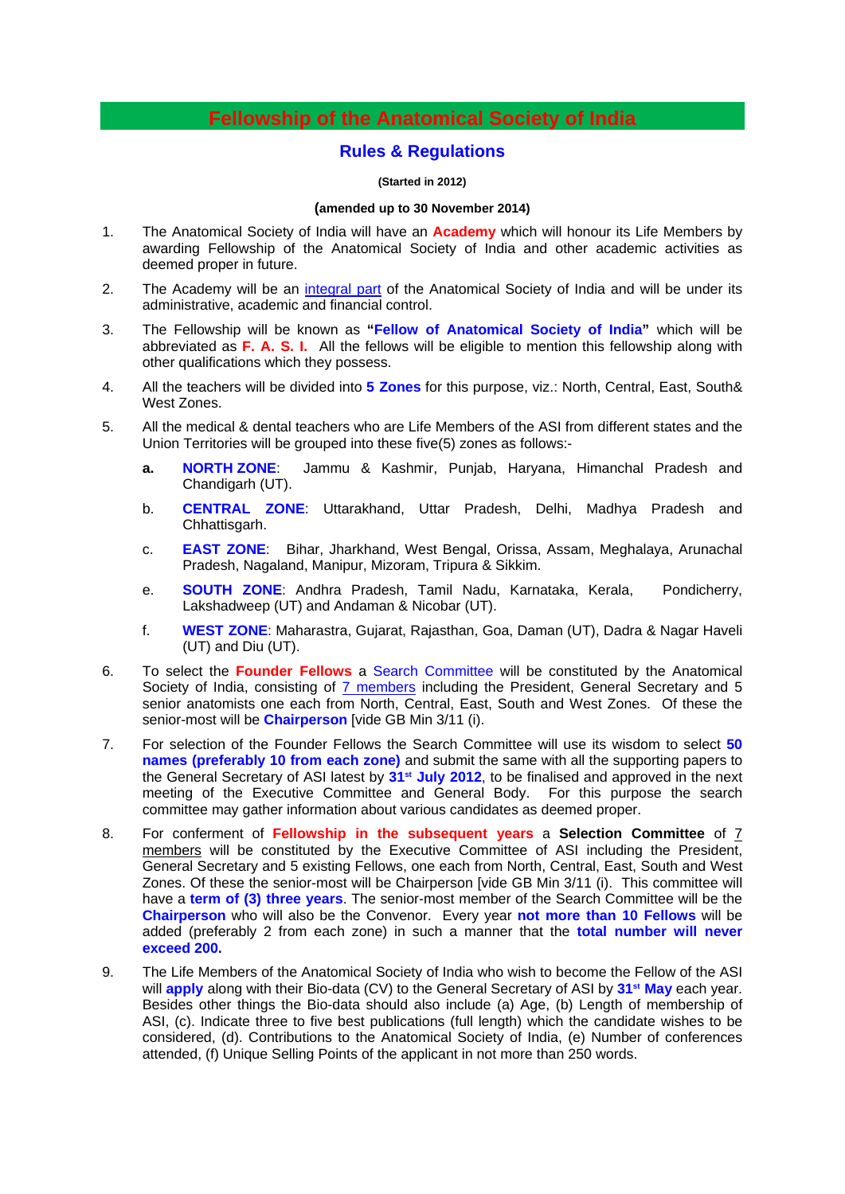# Fellowship of the Anatomical Society of India

## Rules & Regulations

**(Started in 2012)**

**(amended up to 30 November 2014)**

1. The Anatomical Society of India will have an **Academy** which will honour its Life Members by awarding Fellowship of the Anatomical Society of India and other academic activities as deemed proper in future.

2. The Academy will be an integral part of the Anatomical Society of India and will be under its administrative, academic and financial control.

3. The Fellowship will be known as **"Fellow of Anatomical Society of India"** which will be abbreviated as **F. A. S. I.** All the fellows will be eligible to mention this fellowship along with other qualifications which they possess.

4. All the teachers will be divided into **5 Zones** for this purpose, viz.: North, Central, East, South& West Zones.

5. All the medical & dental teachers who are Life Members of the ASI from different states and the Union Territories will be grouped into these five(5) zones as follows:-

   **a.** **NORTH ZONE**: Jammu & Kashmir, Punjab, Haryana, Himanchal Pradesh and Chandigarh (UT).

   b. **CENTRAL ZONE**: Uttarakhand, Uttar Pradesh, Delhi, Madhya Pradesh and Chhattisgarh.

   c. **EAST ZONE**: Bihar, Jharkhand, West Bengal, Orissa, Assam, Meghalaya, Arunachal Pradesh, Nagaland, Manipur, Mizoram, Tripura & Sikkim.

   e. **SOUTH ZONE**: Andhra Pradesh, Tamil Nadu, Karnataka, Kerala, Pondicherry, Lakshadweep (UT) and Andaman & Nicobar (UT).

   f. **WEST ZONE**: Maharastra, Gujarat, Rajasthan, Goa, Daman (UT), Dadra & Nagar Haveli (UT) and Diu (UT).

6. To select the **Founder Fellows** a Search Committee will be constituted by the Anatomical Society of India, consisting of 7 members including the President, General Secretary and 5 senior anatomists one each from North, Central, East, South and West Zones. Of these the senior-most will be **Chairperson** [vide GB Min 3/11 (i).

7. For selection of the Founder Fellows the Search Committee will use its wisdom to select **50 names (preferably 10 from each zone)** and submit the same with all the supporting papers to the General Secretary of ASI latest by **31st July 2012**, to be finalised and approved in the next meeting of the Executive Committee and General Body. For this purpose the search committee may gather information about various candidates as deemed proper.

8. For conferment of **Fellowship in the subsequent years** a **Selection Committee** of 7 members will be constituted by the Executive Committee of ASI including the President, General Secretary and 5 existing Fellows, one each from North, Central, East, South and West Zones. Of these the senior-most will be Chairperson [vide GB Min 3/11 (i). This committee will have a **term of (3) three years**. The senior-most member of the Search Committee will be the **Chairperson** who will also be the Convenor. Every year **not more than 10 Fellows** will be added (preferably 2 from each zone) in such a manner that the **total number will never exceed 200.**

9. The Life Members of the Anatomical Society of India who wish to become the Fellow of the ASI will **apply** along with their Bio-data (CV) to the General Secretary of ASI by **31st May** each year. Besides other things the Bio-data should also include (a) Age, (b) Length of membership of ASI, (c). Indicate three to five best publications (full length) which the candidate wishes to be considered, (d). Contributions to the Anatomical Society of India, (e) Number of conferences attended, (f) Unique Selling Points of the applicant in not more than 250 words.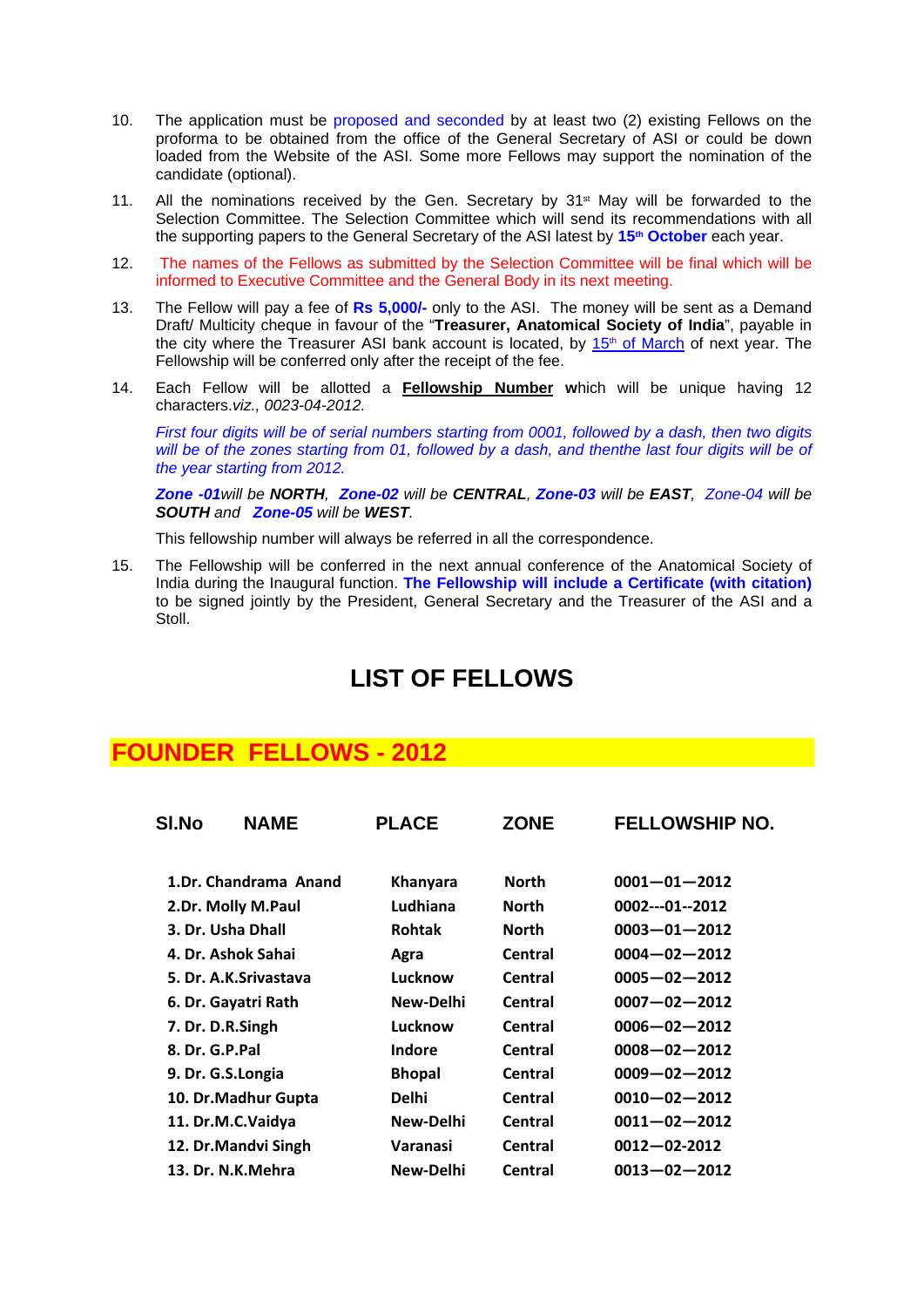10. The application must be proposed and seconded by at least two (2) existing Fellows on the proforma to be obtained from the office of the General Secretary of ASI or could be down loaded from the Website of the ASI. Some more Fellows may support the nomination of the candidate (optional).

11. All the nominations received by the Gen. Secretary by 31st May will be forwarded to the Selection Committee. The Selection Committee which will send its recommendations with all the supporting papers to the General Secretary of the ASI latest by **15th October** each year.

12. The names of the Fellows as submitted by the Selection Committee will be final which will be informed to Executive Committee and the General Body in its next meeting.

13. The Fellow will pay a fee of **Rs 5,000/-** only to the ASI. The money will be sent as a Demand Draft/ Multicity cheque in favour of the "**Treasurer, Anatomical Society of India**", payable in the city where the Treasurer ASI bank account is located, by 15th of March of next year. The Fellowship will be conferred only after the receipt of the fee.

14. Each Fellow will be allotted a **Fellowship Number w**hich will be unique having 12 characters.*viz., 0023-04-2012.*

    *First four digits will be of serial numbers starting from 0001, followed by a dash, then two digits will be of the zones starting from 01, followed by a dash, and thenthe last four digits will be of the year starting from 2012.*

    ***Zone -01****will be* ***NORTH****,* ***Zone-02*** *will be* ***CENTRAL****,* ***Zone-03*** *will be* ***EAST****,* *Zone-04 will be* ***SOUTH*** *and* ***Zone-05*** *will be* ***WEST****.*

    This fellowship number will always be referred in all the correspondence.

15. The Fellowship will be conferred in the next annual conference of the Anatomical Society of India during the Inaugural function. **The Fellowship will include a Certificate (with citation)** to be signed jointly by the President, General Secretary and the Treasurer of the ASI and a Stoll.

# LIST OF FELLOWS

## FOUNDER FELLOWS - 2012

| Sl.No | NAME | PLACE | ZONE | FELLOWSHIP NO. |
|---|---|---|---|---|
| 1. | Dr. Chandrama Anand | Khanyara | North | 0001—01—2012 |
| 2. | Dr. Molly M.Paul | Ludhiana | North | 0002---01--2012 |
| 3. | Dr. Usha Dhall | Rohtak | North | 0003—01—2012 |
| 4. | Dr. Ashok Sahai | Agra | Central | 0004—02—2012 |
| 5. | Dr. A.K.Srivastava | Lucknow | Central | 0005—02—2012 |
| 6. | Dr. Gayatri Rath | New-Delhi | Central | 0007—02—2012 |
| 7. | Dr. D.R.Singh | Lucknow | Central | 0006—02—2012 |
| 8. | Dr. G.P.Pal | Indore | Central | 0008—02—2012 |
| 9. | Dr. G.S.Longia | Bhopal | Central | 0009—02—2012 |
| 10. | Dr.Madhur Gupta | Delhi | Central | 0010—02—2012 |
| 11. | Dr.M.C.Vaidya | New-Delhi | Central | 0011—02—2012 |
| 12. | Dr.Mandvi Singh | Varanasi | Central | 0012—02-2012 |
| 13. | Dr. N.K.Mehra | New-Delhi | Central | 0013—02—2012 |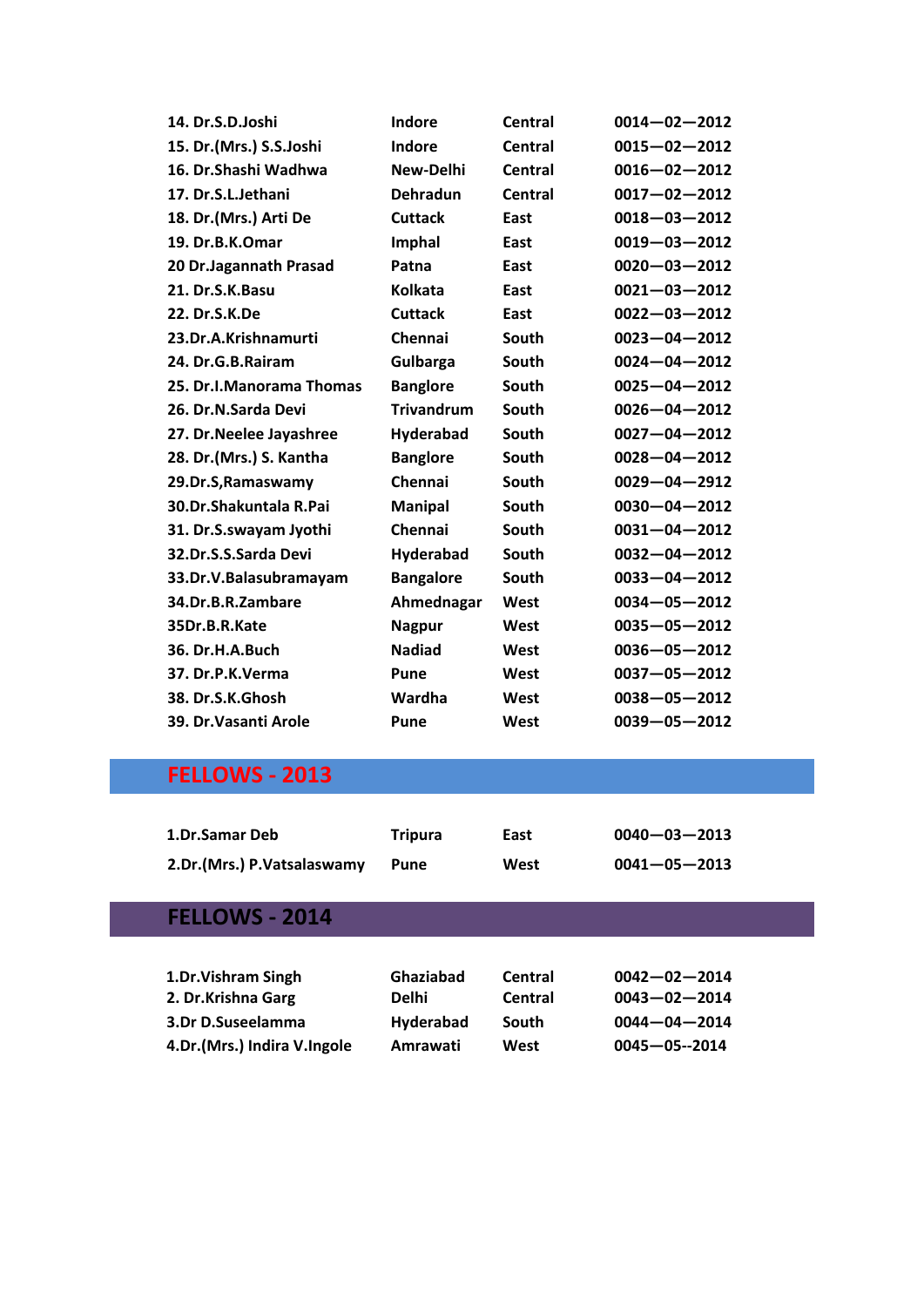| | | | |
|---|---|---|---|
| 14. Dr.S.D.Joshi | Indore | Central | 0014—02—2012 |
| 15. Dr.(Mrs.) S.S.Joshi | Indore | Central | 0015—02—2012 |
| 16. Dr.Shashi Wadhwa | New-Delhi | Central | 0016—02—2012 |
| 17. Dr.S.L.Jethani | Dehradun | Central | 0017—02—2012 |
| 18. Dr.(Mrs.) Arti De | Cuttack | East | 0018—03—2012 |
| 19. Dr.B.K.Omar | Imphal | East | 0019—03—2012 |
| 20 Dr.Jagannath Prasad | Patna | East | 0020—03—2012 |
| 21. Dr.S.K.Basu | Kolkata | East | 0021—03—2012 |
| 22. Dr.S.K.De | Cuttack | East | 0022—03—2012 |
| 23.Dr.A.Krishnamurti | Chennai | South | 0023—04—2012 |
| 24. Dr.G.B.Rairam | Gulbarga | South | 0024—04—2012 |
| 25. Dr.I.Manorama Thomas | Banglore | South | 0025—04—2012 |
| 26. Dr.N.Sarda Devi | Trivandrum | South | 0026—04—2012 |
| 27. Dr.Neelee Jayashree | Hyderabad | South | 0027—04—2012 |
| 28. Dr.(Mrs.) S. Kantha | Banglore | South | 0028—04—2012 |
| 29.Dr.S,Ramaswamy | Chennai | South | 0029—04—2912 |
| 30.Dr.Shakuntala R.Pai | Manipal | South | 0030—04—2012 |
| 31. Dr.S.swayam Jyothi | Chennai | South | 0031—04—2012 |
| 32.Dr.S.S.Sarda Devi | Hyderabad | South | 0032—04—2012 |
| 33.Dr.V.Balasubramayam | Bangalore | South | 0033—04—2012 |
| 34.Dr.B.R.Zambare | Ahmednagar | West | 0034—05—2012 |
| 35Dr.B.R.Kate | Nagpur | West | 0035—05—2012 |
| 36. Dr.H.A.Buch | Nadiad | West | 0036—05—2012 |
| 37. Dr.P.K.Verma | Pune | West | 0037—05—2012 |
| 38. Dr.S.K.Ghosh | Wardha | West | 0038—05—2012 |
| 39. Dr.Vasanti Arole | Pune | West | 0039—05—2012 |

## FELLOWS - 2013

| | | | |
|---|---|---|---|
| 1.Dr.Samar Deb | Tripura | East | 0040—03—2013 |
| 2.Dr.(Mrs.) P.Vatsalaswamy | Pune | West | 0041—05—2013 |

## FELLOWS - 2014

| | | | |
|---|---|---|---|
| 1.Dr.Vishram Singh | Ghaziabad | Central | 0042—02—2014 |
| 2. Dr.Krishna Garg | Delhi | Central | 0043—02—2014 |
| 3.Dr D.Suseelamma | Hyderabad | South | 0044—04—2014 |
| 4.Dr.(Mrs.) Indira V.Ingole | Amrawati | West | 0045—05--2014 |